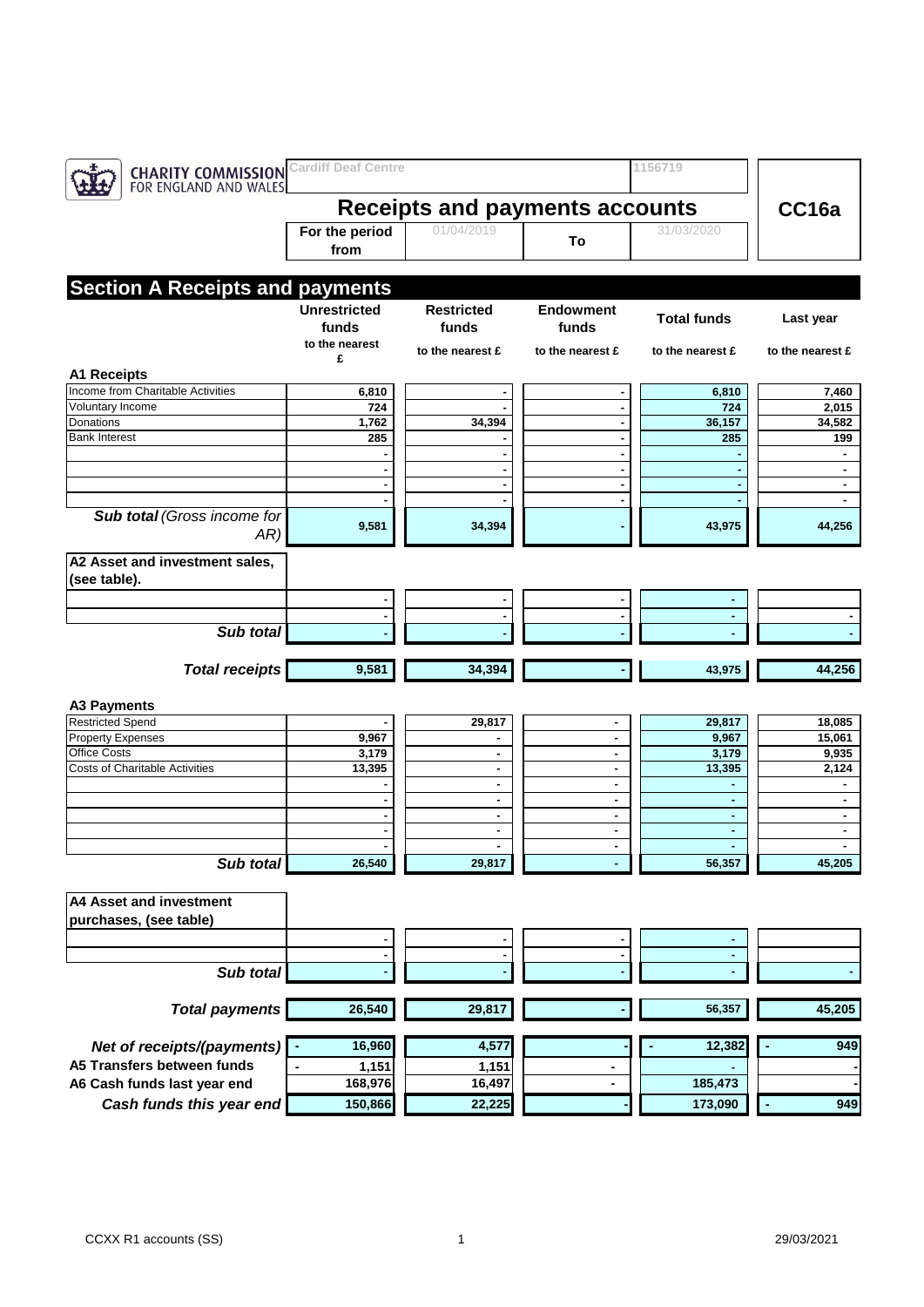CHARITY COMMISSION FOR ENGLAND AND WALES

| Cardiff Deaf Centre | | 1156719 | |
|---|---|---|---|

# Receipts and payments accounts

**CC16a**

| For the period from | 01/04/2019 | To | 31/03/2020 |
|---|---|---|---|

## Section A Receipts and payments

| | Unrestricted funds | Restricted funds | Endowment funds | Total funds | Last year |
|---|---|---|---|---|---|
| | to the nearest £ | to the nearest £ | to the nearest £ | to the nearest £ | to the nearest £ |
| **A1 Receipts** | | | | | |
| Income from Charitable Activities | 6,810 | - | - | 6,810 | 7,460 |
| Voluntary Income | 724 | - | - | 724 | 2,015 |
| Donations | 1,762 | 34,394 | - | 36,157 | 34,582 |
| Bank Interest | 285 | - | - | 285 | 199 |
| | - | - | - | - | - |
| | - | - | - | - | - |
| | - | - | - | - | - |
| | - | - | - | - | - |
| ***Sub total** (Gross income for AR)* | 9,581 | 34,394 | - | 43,975 | 44,256 |
| **A2 Asset and investment sales, (see table).** | | | | | |
| | - | - | - | - | |
| | - | - | - | - | - |
| ***Sub total*** | - | - | - | - | - |
| ***Total receipts*** | 9,581 | 34,394 | - | 43,975 | 44,256 |
| **A3 Payments** | | | | | |
| Restricted Spend | - | 29,817 | - | 29,817 | 18,085 |
| Property Expenses | 9,967 | - | - | 9,967 | 15,061 |
| Office Costs | 3,179 | - | - | 3,179 | 9,935 |
| Costs of Charitable Activities | 13,395 | - | - | 13,395 | 2,124 |
| | - | - | - | - | - |
| | - | - | - | - | - |
| | - | - | - | - | - |
| | - | - | - | - | - |
| | - | - | - | - | - |
| ***Sub total*** | 26,540 | 29,817 | - | 56,357 | 45,205 |
| **A4 Asset and investment purchases, (see table)** | | | | | |
| | - | - | - | - | |
| | - | - | - | - | |
| ***Sub total*** | - | - | - | - | - |
| ***Total payments*** | 26,540 | 29,817 | - | 56,357 | 45,205 |
| ***Net of receipts/(payments)*** | - 16,960 | 4,577 | - | - 12,382 | - 949 |
| **A5 Transfers between funds** | - 1,151 | 1,151 | - | - | - |
| **A6 Cash funds last year end** | 168,976 | 16,497 | - | 185,473 | - |
| ***Cash funds this year end*** | 150,866 | 22,225 | - | 173,090 | - 949 |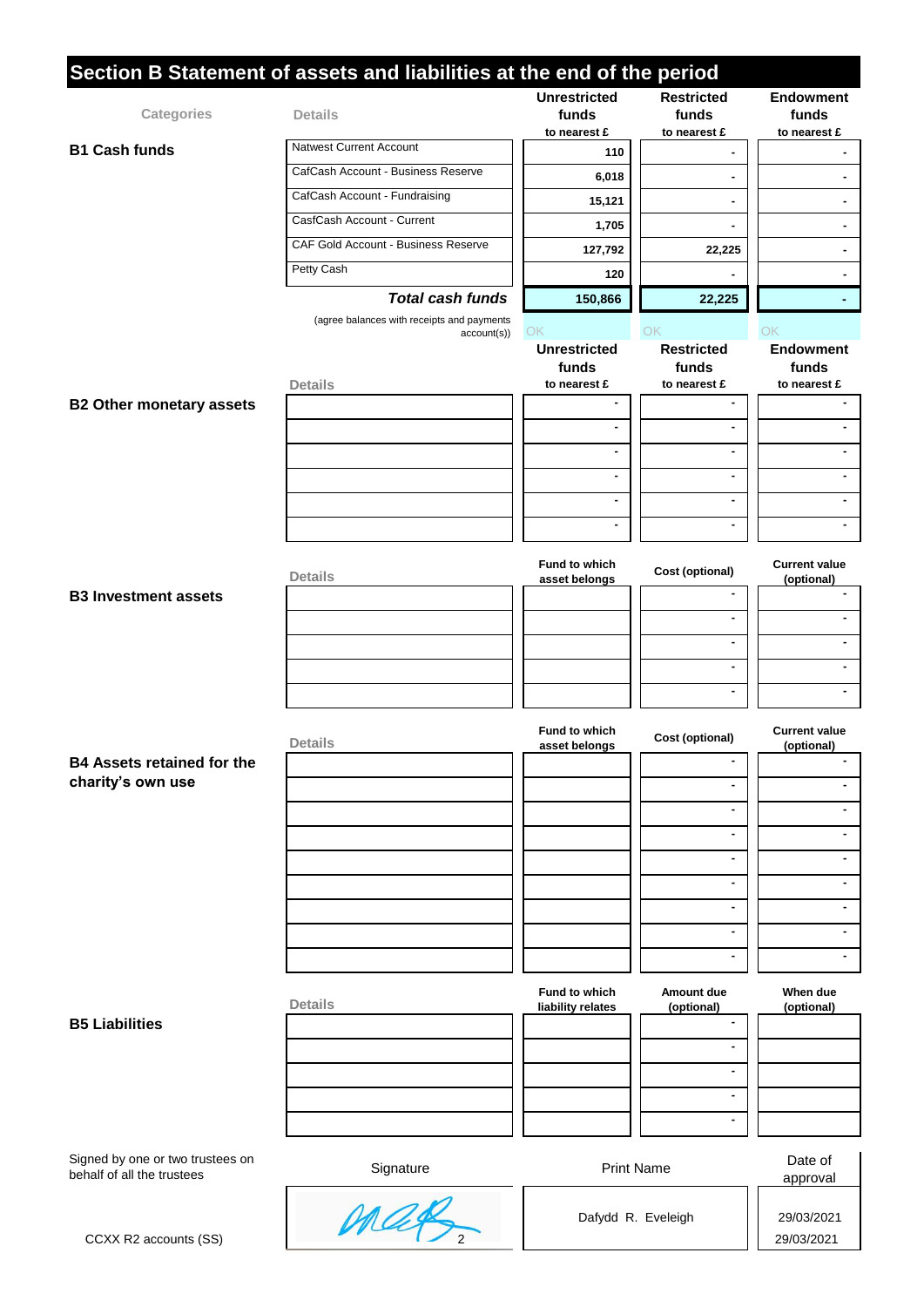# Section B Statement of assets and liabilities at the end of the period

| Categories | Details | Unrestricted funds to nearest £ | Restricted funds to nearest £ | Endowment funds to nearest £ |
|---|---|---|---|---|
| **B1 Cash funds** | Natwest Current Account | 110 | - | - |
| | CafCash Account - Business Reserve | 6,018 | - | - |
| | CafCash Account - Fundraising | 15,121 | - | - |
| | CasfCash Account - Current | 1,705 | - | - |
| | CAF Gold Account - Business Reserve | 127,792 | 22,225 | - |
| | Petty Cash | 120 | - | - |
| | ***Total cash funds*** | **150,866** | **22,225** | **-** |
| | (agree balances with receipts and payments account(s)) | OK | OK | OK |

| | Details | Unrestricted funds to nearest £ | Restricted funds to nearest £ | Endowment funds to nearest £ |
|---|---|---|---|---|
| **B2 Other monetary assets** | | - | - | - |
| | | - | - | - |
| | | - | - | - |
| | | - | - | - |
| | | - | - | - |
| | | - | - | - |

| | Details | Fund to which asset belongs | Cost (optional) | Current value (optional) |
|---|---|---|---|---|
| **B3 Investment assets** | | | - | - |
| | | | - | - |
| | | | - | - |
| | | | - | - |
| | | | - | - |

| | Details | Fund to which asset belongs | Cost (optional) | Current value (optional) |
|---|---|---|---|---|
| **B4 Assets retained for the charity's own use** | | | - | - |
| | | | - | - |
| | | | - | - |
| | | | - | - |
| | | | - | - |
| | | | - | - |
| | | | - | - |
| | | | - | - |
| | | | - | - |

| | Details | Fund to which liability relates | Amount due (optional) | When due (optional) |
|---|---|---|---|---|
| **B5 Liabilities** | | | - | |
| | | | - | |
| | | | - | |
| | | | - | |
| | | | - | |

| Signed by one or two trustees on behalf of all the trustees | Signature | Print Name | Date of approval |
|---|---|---|---|
| | [signature] | Dafydd R. Eveleigh | 29/03/2021 |
| | | | 29/03/2021 |

CCXX R2 accounts (SS)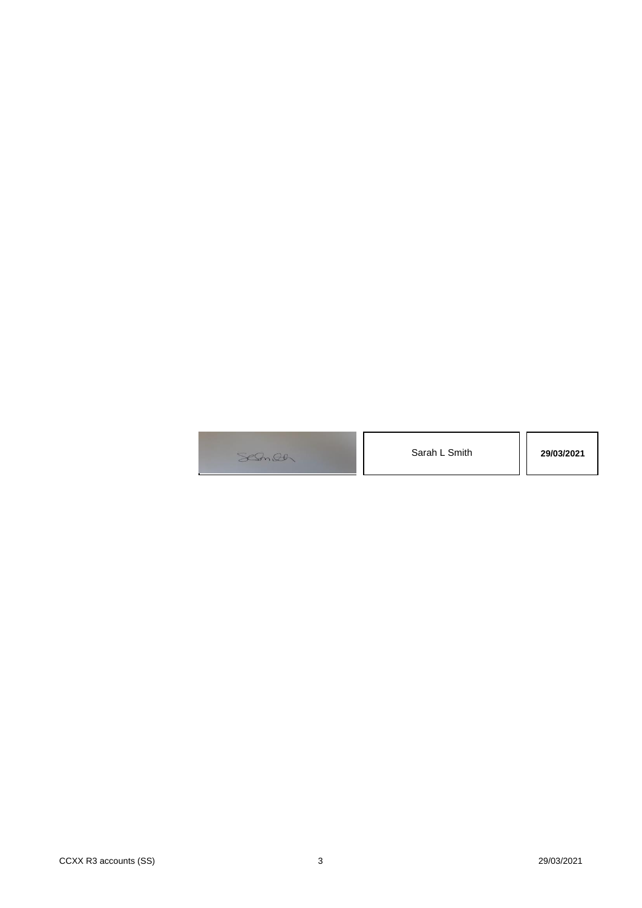| | | |
|---|---|---|
| S Smith | Sarah L Smith | **29/03/2021** |